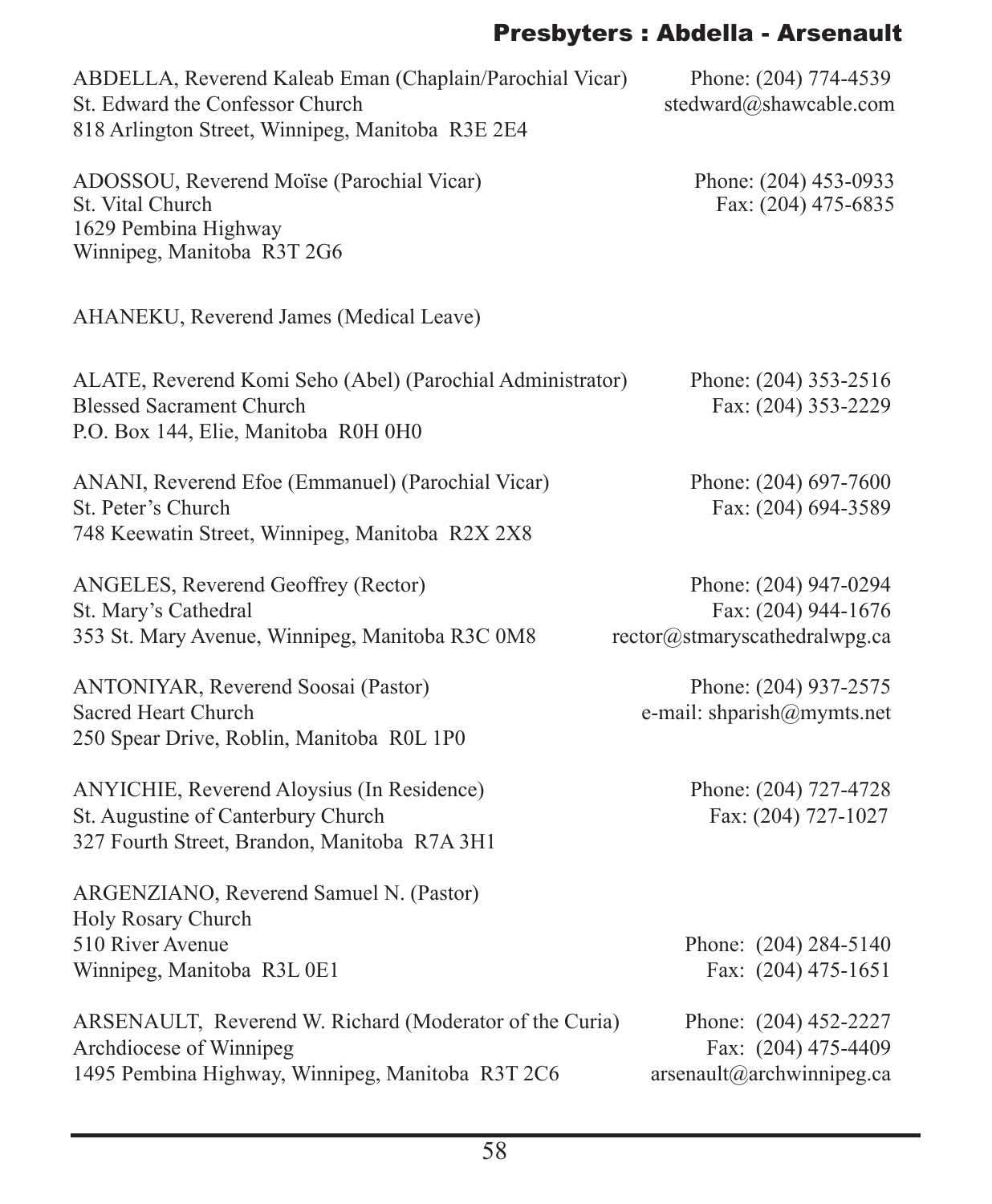ABDELLA, Reverend Kaleab Eman (Chaplain/Parochial Vicar)
St. Edward the Confessor Church
818 Arlington Street, Winnipeg, Manitoba R3E 2E4
Phone: (204) 774-4539
stedward@shawcable.com

ADOSSOU, Reverend Moïse (Parochial Vicar)
St. Vital Church
1629 Pembina Highway
Winnipeg, Manitoba R3T 2G6
Phone: (204) 453-0933
Fax: (204) 475-6835

AHANEKU, Reverend James (Medical Leave)

ALATE, Reverend Komi Seho (Abel) (Parochial Administrator)
Blessed Sacrament Church
P.O. Box 144, Elie, Manitoba R0H 0H0
Phone: (204) 353-2516
Fax: (204) 353-2229

ANANI, Reverend Efoe (Emmanuel) (Parochial Vicar)
St. Peter's Church
748 Keewatin Street, Winnipeg, Manitoba R2X 2X8
Phone: (204) 697-7600
Fax: (204) 694-3589

ANGELES, Reverend Geoffrey (Rector)
St. Mary's Cathedral
353 St. Mary Avenue, Winnipeg, Manitoba R3C 0M8
Phone: (204) 947-0294
Fax: (204) 944-1676
rector@stmaryscathedralwpg.ca

ANTONIYAR, Reverend Soosai (Pastor)
Sacred Heart Church
250 Spear Drive, Roblin, Manitoba R0L 1P0
Phone: (204) 937-2575
e-mail: shparish@mymts.net

ANYICHIE, Reverend Aloysius (In Residence)
St. Augustine of Canterbury Church
327 Fourth Street, Brandon, Manitoba R7A 3H1
Phone: (204) 727-4728
Fax: (204) 727-1027

ARGENZIANO, Reverend Samuel N. (Pastor)
Holy Rosary Church
510 River Avenue
Winnipeg, Manitoba R3L 0E1
Phone: (204) 284-5140
Fax: (204) 475-1651

ARSENAULT, Reverend W. Richard (Moderator of the Curia)
Archdiocese of Winnipeg
1495 Pembina Highway, Winnipeg, Manitoba R3T 2C6
Phone: (204) 452-2227
Fax: (204) 475-4409
arsenault@archwinnipeg.ca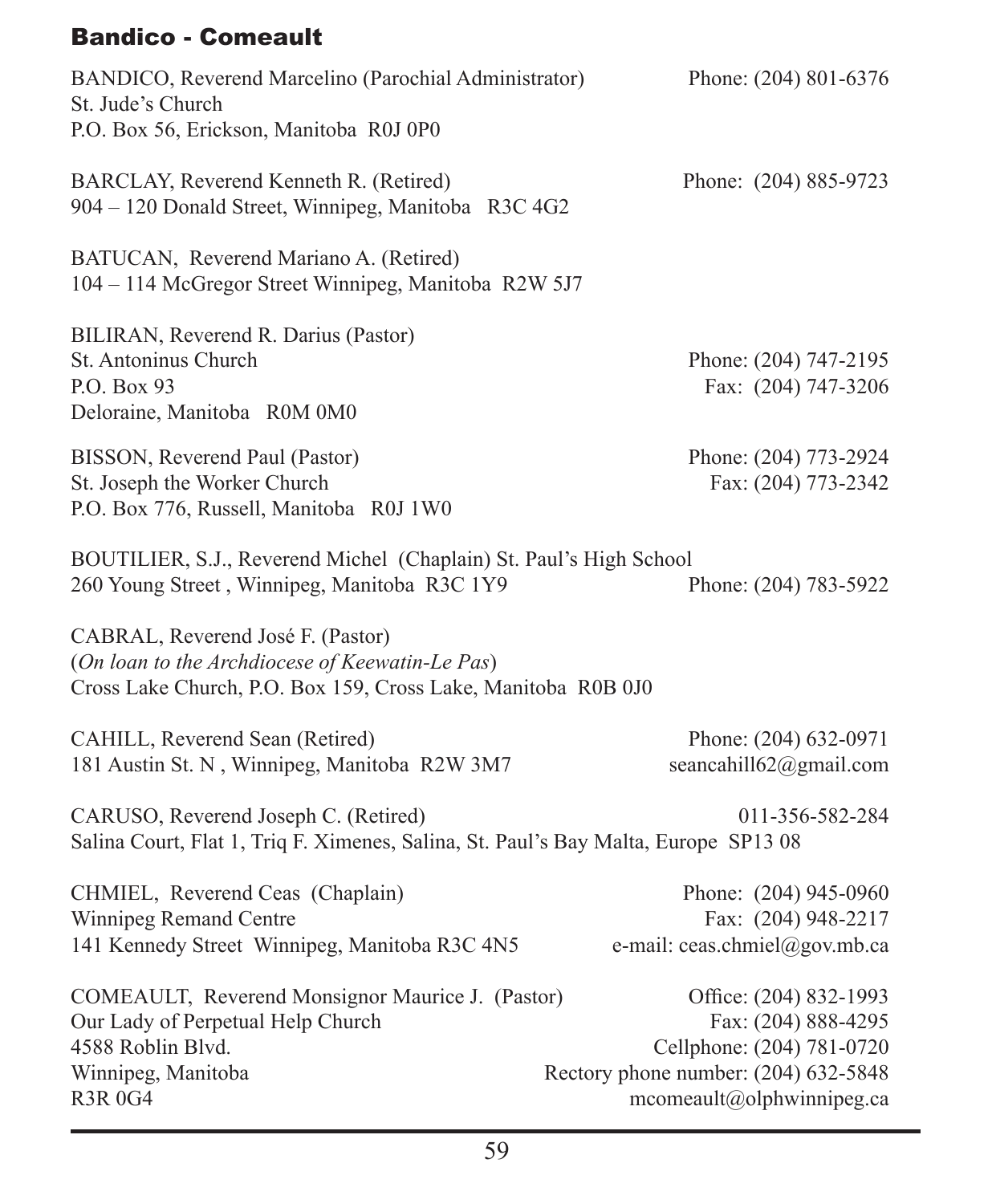## Bandico - Comeault

BANDICO, Reverend Marcelino (Parochial Administrator) Phone: (204) 801-6376
St. Jude's Church
P.O. Box 56, Erickson, Manitoba R0J 0P0

BARCLAY, Reverend Kenneth R. (Retired) Phone: (204) 885-9723
904 – 120 Donald Street, Winnipeg, Manitoba R3C 4G2

BATUCAN, Reverend Mariano A. (Retired)
104 – 114 McGregor Street Winnipeg, Manitoba R2W 5J7

BILIRAN, Reverend R. Darius (Pastor)
St. Antoninus Church Phone: (204) 747-2195
P.O. Box 93 Fax: (204) 747-3206
Deloraine, Manitoba R0M 0M0

BISSON, Reverend Paul (Pastor) Phone: (204) 773-2924
St. Joseph the Worker Church Fax: (204) 773-2342
P.O. Box 776, Russell, Manitoba R0J 1W0

BOUTILIER, S.J., Reverend Michel (Chaplain) St. Paul's High School
260 Young Street , Winnipeg, Manitoba R3C 1Y9 Phone: (204) 783-5922

CABRAL, Reverend José F. (Pastor)
(*On loan to the Archdiocese of Keewatin-Le Pas*)
Cross Lake Church, P.O. Box 159, Cross Lake, Manitoba R0B 0J0

CAHILL, Reverend Sean (Retired) Phone: (204) 632-0971
181 Austin St. N , Winnipeg, Manitoba R2W 3M7 seancahill62@gmail.com

CARUSO, Reverend Joseph C. (Retired) 011-356-582-284
Salina Court, Flat 1, Triq F. Ximenes, Salina, St. Paul's Bay Malta, Europe SP13 08

CHMIEL, Reverend Ceas (Chaplain) Phone: (204) 945-0960
Winnipeg Remand Centre Fax: (204) 948-2217
141 Kennedy Street Winnipeg, Manitoba R3C 4N5 e-mail: ceas.chmiel@gov.mb.ca

COMEAULT, Reverend Monsignor Maurice J. (Pastor) Office: (204) 832-1993
Our Lady of Perpetual Help Church Fax: (204) 888-4295
4588 Roblin Blvd. Cellphone: (204) 781-0720
Winnipeg, Manitoba Rectory phone number: (204) 632-5848
R3R 0G4 mcomeault@olphwinnipeg.ca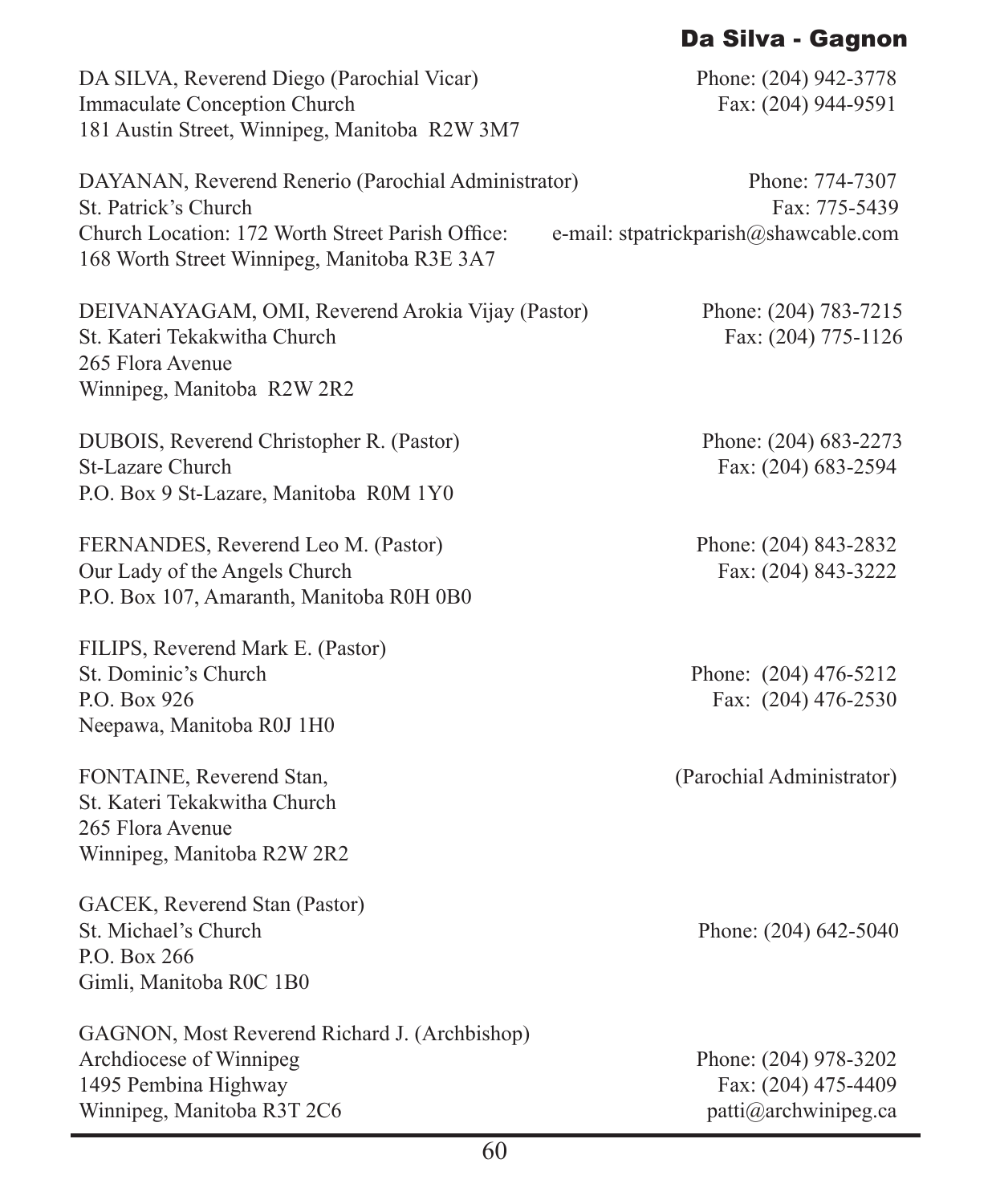DA SILVA, Reverend Diego (Parochial Vicar)
Immaculate Conception Church
181 Austin Street, Winnipeg, Manitoba R2W 3M7
Phone: (204) 942-3778
Fax: (204) 944-9591

DAYANAN, Reverend Renerio (Parochial Administrator)
St. Patrick's Church
Church Location: 172 Worth Street Parish Office:
168 Worth Street Winnipeg, Manitoba R3E 3A7
Phone: 774-7307
Fax: 775-5439
e-mail: stpatrickparish@shawcable.com

DEIVANAYAGAM, OMI, Reverend Arokia Vijay (Pastor)
St. Kateri Tekakwitha Church
265 Flora Avenue
Winnipeg, Manitoba R2W 2R2
Phone: (204) 783-7215
Fax: (204) 775-1126

DUBOIS, Reverend Christopher R. (Pastor)
St-Lazare Church
P.O. Box 9 St-Lazare, Manitoba R0M 1Y0
Phone: (204) 683-2273
Fax: (204) 683-2594

FERNANDES, Reverend Leo M. (Pastor)
Our Lady of the Angels Church
P.O. Box 107, Amaranth, Manitoba R0H 0B0
Phone: (204) 843-2832
Fax: (204) 843-3222

FILIPS, Reverend Mark E. (Pastor)
St. Dominic's Church
P.O. Box 926
Neepawa, Manitoba R0J 1H0
Phone: (204) 476-5212
Fax: (204) 476-2530

FONTAINE, Reverend Stan, (Parochial Administrator)
St. Kateri Tekakwitha Church
265 Flora Avenue
Winnipeg, Manitoba R2W 2R2

GACEK, Reverend Stan (Pastor)
St. Michael's Church
P.O. Box 266
Gimli, Manitoba R0C 1B0
Phone: (204) 642-5040

GAGNON, Most Reverend Richard J. (Archbishop)
Archdiocese of Winnipeg
1495 Pembina Highway
Winnipeg, Manitoba R3T 2C6
Phone: (204) 978-3202
Fax: (204) 475-4409
patti@archwinipeg.ca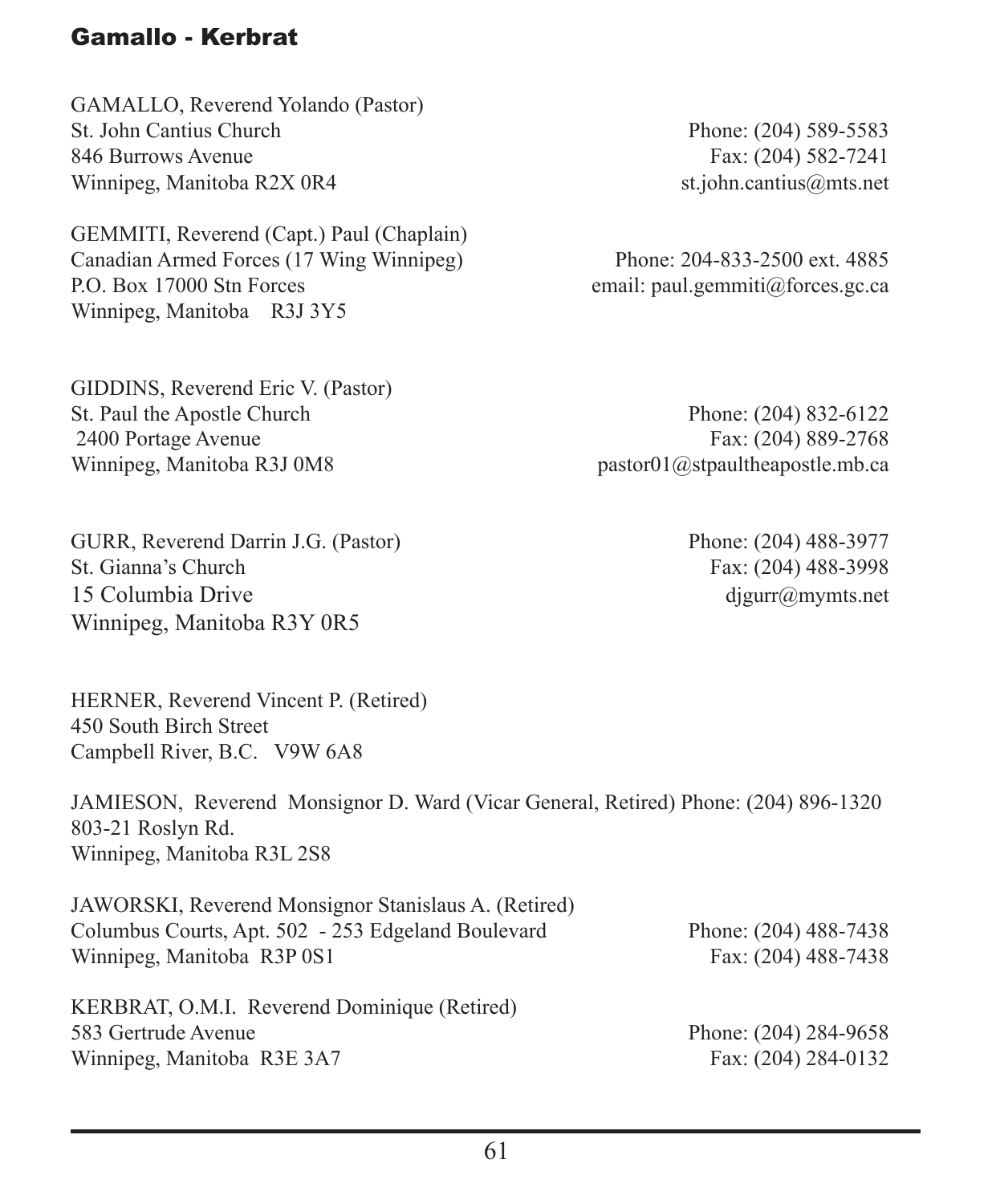GAMALLO, Reverend Yolando (Pastor)
St. John Cantius Church
846 Burrows Avenue
Winnipeg, Manitoba R2X 0R4
Phone: (204) 589-5583
Fax: (204) 582-7241
st.john.cantius@mts.net

GEMMITI, Reverend (Capt.) Paul (Chaplain)
Canadian Armed Forces (17 Wing Winnipeg)
P.O. Box 17000 Stn Forces
Winnipeg, Manitoba R3J 3Y5
Phone: 204-833-2500 ext. 4885
email: paul.gemmiti@forces.gc.ca

GIDDINS, Reverend Eric V. (Pastor)
St. Paul the Apostle Church
2400 Portage Avenue
Winnipeg, Manitoba R3J 0M8
Phone: (204) 832-6122
Fax: (204) 889-2768
pastor01@stpaultheapostle.mb.ca

GURR, Reverend Darrin J.G. (Pastor)
St. Gianna's Church
15 Columbia Drive
Winnipeg, Manitoba R3Y 0R5
Phone: (204) 488-3977
Fax: (204) 488-3998
djgurr@mymts.net

HERNER, Reverend Vincent P. (Retired)
450 South Birch Street
Campbell River, B.C. V9W 6A8

JAMIESON, Reverend Monsignor D. Ward (Vicar General, Retired) Phone: (204) 896-1320
803-21 Roslyn Rd.
Winnipeg, Manitoba R3L 2S8

JAWORSKI, Reverend Monsignor Stanislaus A. (Retired)
Columbus Courts, Apt. 502 - 253 Edgeland Boulevard
Winnipeg, Manitoba R3P 0S1
Phone: (204) 488-7438
Fax: (204) 488-7438

KERBRAT, O.M.I. Reverend Dominique (Retired)
583 Gertrude Avenue
Winnipeg, Manitoba R3E 3A7
Phone: (204) 284-9658
Fax: (204) 284-0132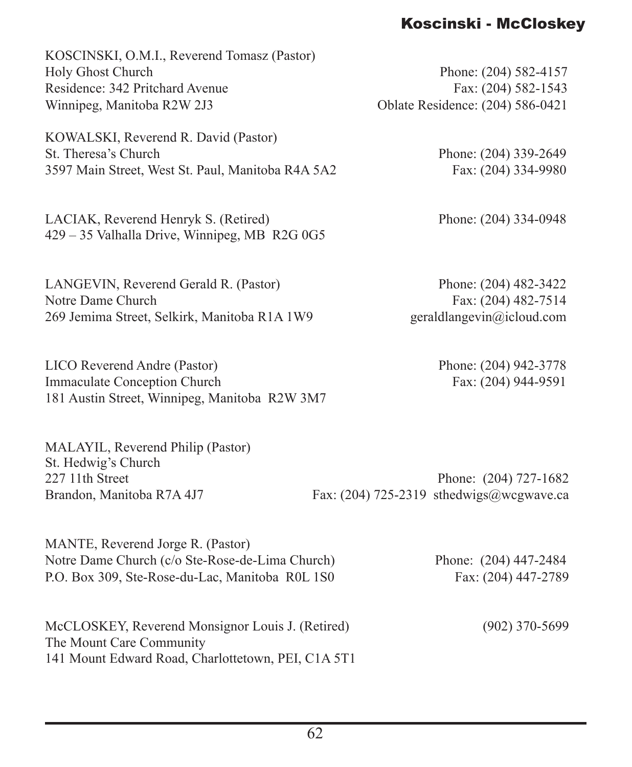KOSCINSKI, O.M.I., Reverend Tomasz (Pastor)
Holy Ghost Church
Residence: 342 Pritchard Avenue
Winnipeg, Manitoba R2W 2J3

Phone: (204) 582-4157
Fax: (204) 582-1543
Oblate Residence: (204) 586-0421

KOWALSKI, Reverend R. David (Pastor)
St. Theresa's Church
3597 Main Street, West St. Paul, Manitoba R4A 5A2

Phone: (204) 339-2649
Fax: (204) 334-9980

LACIAK, Reverend Henryk S. (Retired)
429 – 35 Valhalla Drive, Winnipeg, MB R2G 0G5

Phone: (204) 334-0948

LANGEVIN, Reverend Gerald R. (Pastor)
Notre Dame Church
269 Jemima Street, Selkirk, Manitoba R1A 1W9

Phone: (204) 482-3422
Fax: (204) 482-7514
geraldlangevin@icloud.com

LICO Reverend Andre (Pastor)
Immaculate Conception Church
181 Austin Street, Winnipeg, Manitoba R2W 3M7

Phone: (204) 942-3778
Fax: (204) 944-9591

MALAYIL, Reverend Philip (Pastor)
St. Hedwig's Church
227 11th Street
Brandon, Manitoba R7A 4J7

Phone: (204) 727-1682
Fax: (204) 725-2319 sthedwigs@wcgwave.ca

MANTE, Reverend Jorge R. (Pastor)
Notre Dame Church (c/o Ste-Rose-de-Lima Church)
P.O. Box 309, Ste-Rose-du-Lac, Manitoba R0L 1S0

Phone: (204) 447-2484
Fax: (204) 447-2789

McCLOSKEY, Reverend Monsignor Louis J. (Retired)
The Mount Care Community
141 Mount Edward Road, Charlottetown, PEI, C1A 5T1

(902) 370-5699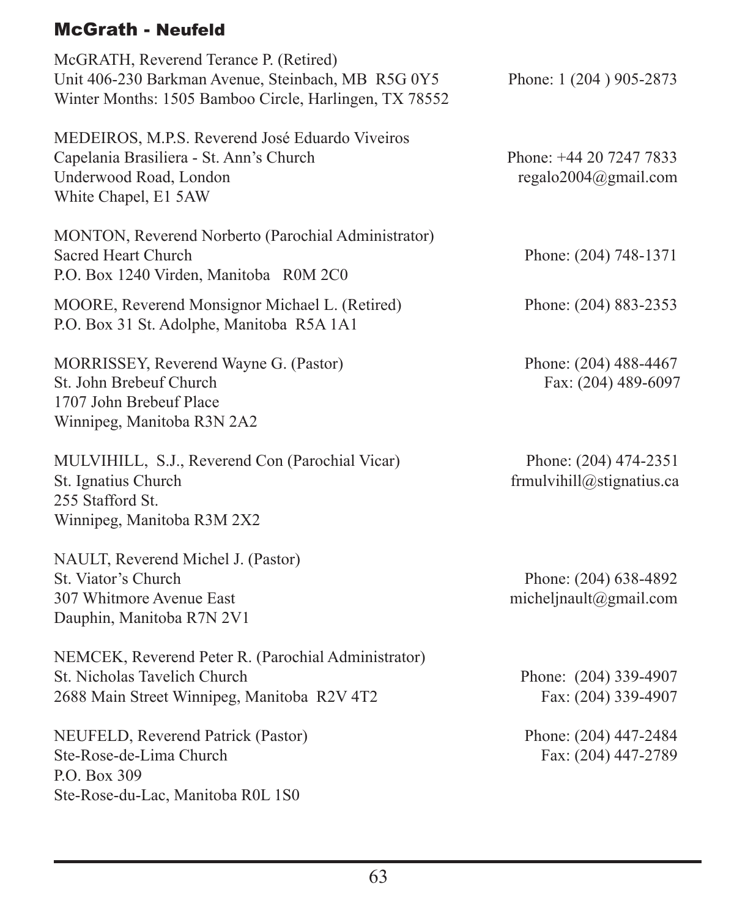## McGrath - Neufeld

McGRATH, Reverend Terance P. (Retired)
Unit 406-230 Barkman Avenue, Steinbach, MB R5G 0Y5 — Phone: 1 (204 ) 905-2873
Winter Months: 1505 Bamboo Circle, Harlingen, TX 78552

MEDEIROS, M.P.S. Reverend José Eduardo Viveiros
Capelania Brasiliera - St. Ann's Church — Phone: +44 20 7247 7833
Underwood Road, London — regalo2004@gmail.com
White Chapel, E1 5AW

MONTON, Reverend Norberto (Parochial Administrator)
Sacred Heart Church — Phone: (204) 748-1371
P.O. Box 1240 Virden, Manitoba R0M 2C0

MOORE, Reverend Monsignor Michael L. (Retired) — Phone: (204) 883-2353
P.O. Box 31 St. Adolphe, Manitoba R5A 1A1

MORRISSEY, Reverend Wayne G. (Pastor) — Phone: (204) 488-4467
St. John Brebeuf Church — Fax: (204) 489-6097
1707 John Brebeuf Place
Winnipeg, Manitoba R3N 2A2

MULVIHILL, S.J., Reverend Con (Parochial Vicar) — Phone: (204) 474-2351
St. Ignatius Church — frmulvihill@stignatius.ca
255 Stafford St.
Winnipeg, Manitoba R3M 2X2

NAULT, Reverend Michel J. (Pastor)
St. Viator's Church — Phone: (204) 638-4892
307 Whitmore Avenue East — micheljnault@gmail.com
Dauphin, Manitoba R7N 2V1

NEMCEK, Reverend Peter R. (Parochial Administrator)
St. Nicholas Tavelich Church — Phone: (204) 339-4907
2688 Main Street Winnipeg, Manitoba R2V 4T2 — Fax: (204) 339-4907

NEUFELD, Reverend Patrick (Pastor) — Phone: (204) 447-2484
Ste-Rose-de-Lima Church — Fax: (204) 447-2789
P.O. Box 309
Ste-Rose-du-Lac, Manitoba R0L 1S0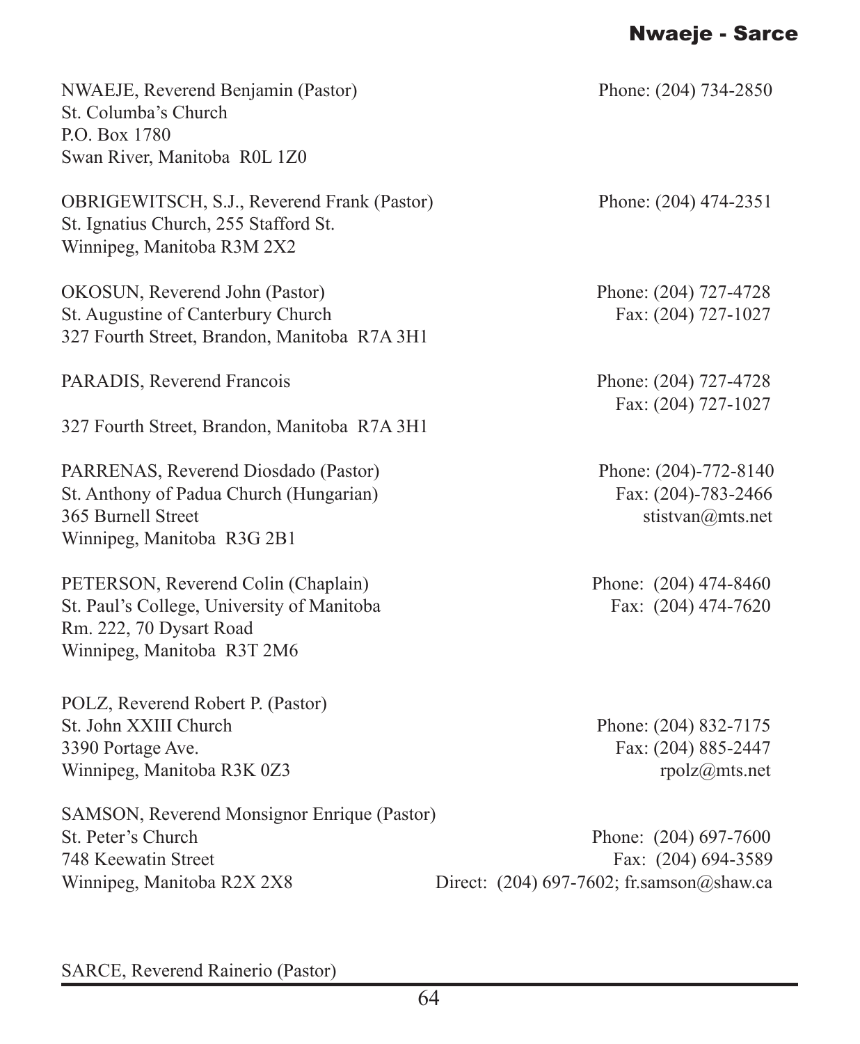NWAEJE, Reverend Benjamin (Pastor)
St. Columba's Church
P.O. Box 1780
Swan River, Manitoba R0L 1Z0

Phone: (204) 734-2850

OBRIGEWITSCH, S.J., Reverend Frank (Pastor)
St. Ignatius Church, 255 Stafford St.
Winnipeg, Manitoba R3M 2X2

Phone: (204) 474-2351

OKOSUN, Reverend John (Pastor)
St. Augustine of Canterbury Church
327 Fourth Street, Brandon, Manitoba R7A 3H1

Phone: (204) 727-4728
Fax: (204) 727-1027

PARADIS, Reverend Francois

327 Fourth Street, Brandon, Manitoba R7A 3H1

Phone: (204) 727-4728
Fax: (204) 727-1027

PARRENAS, Reverend Diosdado (Pastor)
St. Anthony of Padua Church (Hungarian)
365 Burnell Street
Winnipeg, Manitoba R3G 2B1

Phone: (204)-772-8140
Fax: (204)-783-2466
stistvan@mts.net

PETERSON, Reverend Colin (Chaplain)
St. Paul's College, University of Manitoba
Rm. 222, 70 Dysart Road
Winnipeg, Manitoba R3T 2M6

Phone: (204) 474-8460
Fax: (204) 474-7620

POLZ, Reverend Robert P. (Pastor)
St. John XXIII Church
3390 Portage Ave.
Winnipeg, Manitoba R3K 0Z3

Phone: (204) 832-7175
Fax: (204) 885-2447
rpolz@mts.net

SAMSON, Reverend Monsignor Enrique (Pastor)
St. Peter's Church
748 Keewatin Street
Winnipeg, Manitoba R2X 2X8

Phone: (204) 697-7600
Fax: (204) 694-3589
Direct: (204) 697-7602; fr.samson@shaw.ca

SARCE, Reverend Rainerio (Pastor)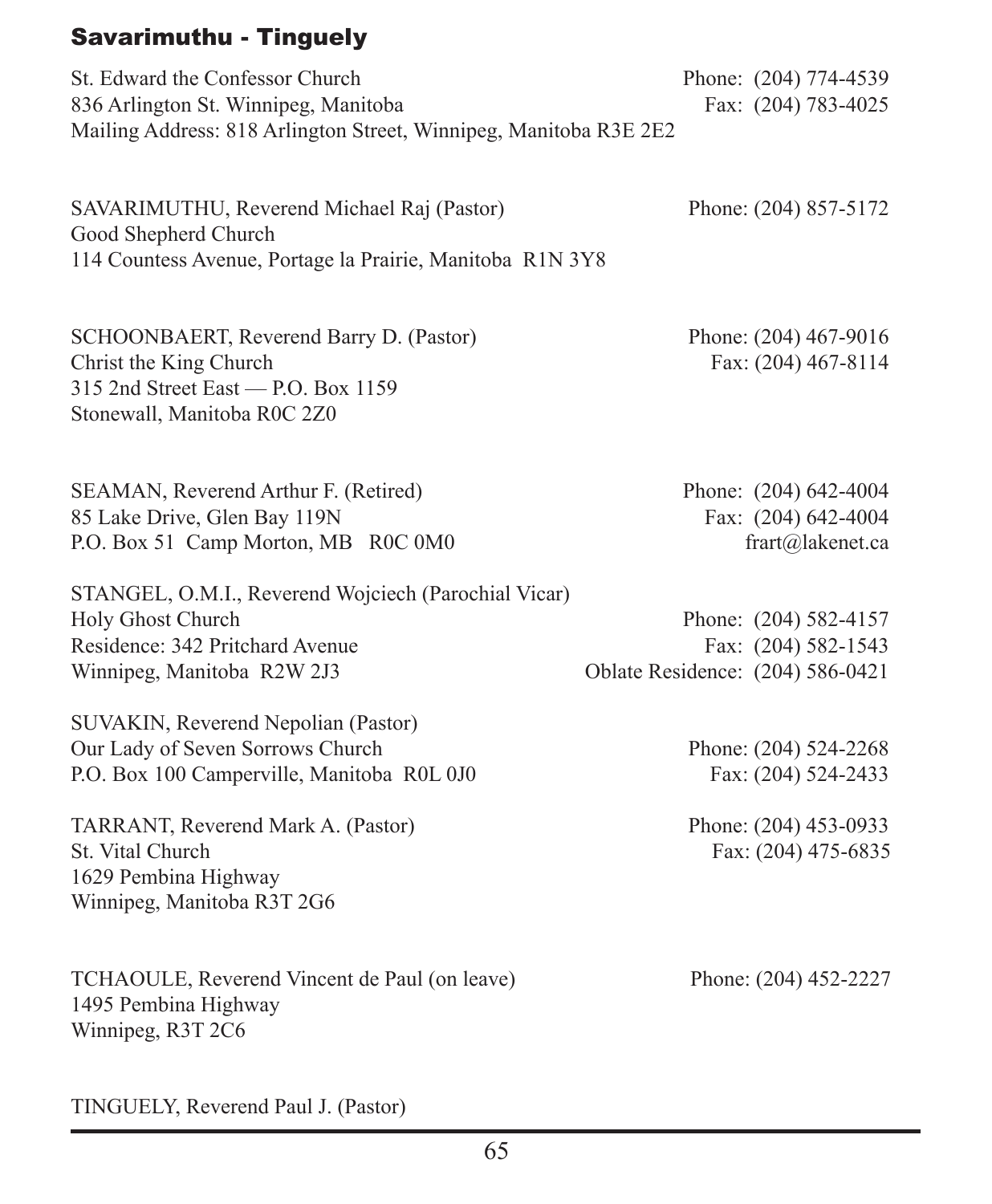St. Edward the Confessor Church
836 Arlington St. Winnipeg, Manitoba
Mailing Address: 818 Arlington Street, Winnipeg, Manitoba R3E 2E2

Phone: (204) 774-4539
Fax: (204) 783-4025

SAVARIMUTHU, Reverend Michael Raj (Pastor)
Good Shepherd Church
114 Countess Avenue, Portage la Prairie, Manitoba R1N 3Y8

Phone: (204) 857-5172

SCHOONBAERT, Reverend Barry D. (Pastor)
Christ the King Church
315 2nd Street East — P.O. Box 1159
Stonewall, Manitoba R0C 2Z0

Phone: (204) 467-9016
Fax: (204) 467-8114

SEAMAN, Reverend Arthur F. (Retired)
85 Lake Drive, Glen Bay 119N
P.O. Box 51 Camp Morton, MB R0C 0M0

Phone: (204) 642-4004
Fax: (204) 642-4004
frart@lakenet.ca

STANGEL, O.M.I., Reverend Wojciech (Parochial Vicar)
Holy Ghost Church
Residence: 342 Pritchard Avenue
Winnipeg, Manitoba R2W 2J3

Phone: (204) 582-4157
Fax: (204) 582-1543
Oblate Residence: (204) 586-0421

SUVAKIN, Reverend Nepolian (Pastor)
Our Lady of Seven Sorrows Church
P.O. Box 100 Camperville, Manitoba R0L 0J0

Phone: (204) 524-2268
Fax: (204) 524-2433

TARRANT, Reverend Mark A. (Pastor)
St. Vital Church
1629 Pembina Highway
Winnipeg, Manitoba R3T 2G6

Phone: (204) 453-0933
Fax: (204) 475-6835

TCHAOULE, Reverend Vincent de Paul (on leave)
1495 Pembina Highway
Winnipeg, R3T 2C6

Phone: (204) 452-2227

TINGUELY, Reverend Paul J. (Pastor)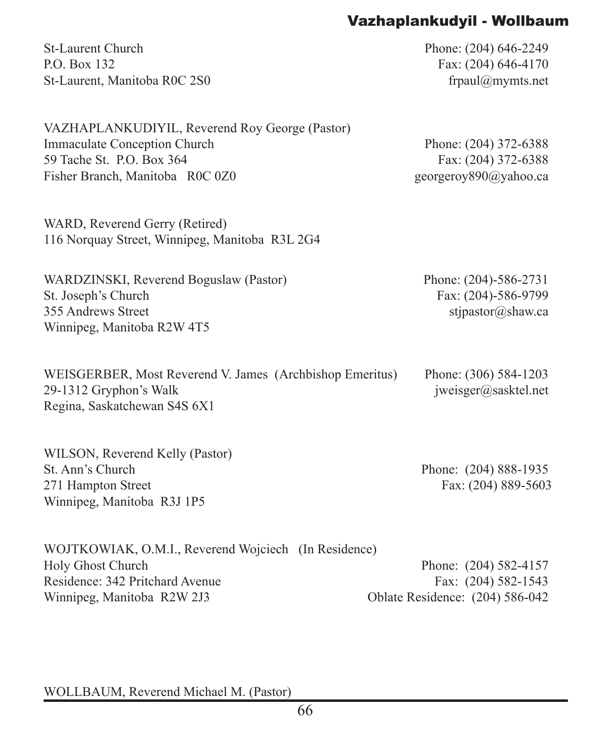St-Laurent Church
P.O. Box 132
St-Laurent, Manitoba R0C 2S0

Phone: (204) 646-2249
Fax: (204) 646-4170
frpaul@mymts.net

VAZHAPLANKUDIYIL, Reverend Roy George (Pastor)
Immaculate Conception Church
59 Tache St. P.O. Box 364
Fisher Branch, Manitoba R0C 0Z0

Phone: (204) 372-6388
Fax: (204) 372-6388
georgeroy890@yahoo.ca

WARD, Reverend Gerry (Retired)
116 Norquay Street, Winnipeg, Manitoba R3L 2G4

WARDZINSKI, Reverend Boguslaw (Pastor)
St. Joseph's Church
355 Andrews Street
Winnipeg, Manitoba R2W 4T5

Phone: (204)-586-2731
Fax: (204)-586-9799
stjpastor@shaw.ca

WEISGERBER, Most Reverend V. James (Archbishop Emeritus)
29-1312 Gryphon's Walk
Regina, Saskatchewan S4S 6X1

Phone: (306) 584-1203
jweisger@sasktel.net

WILSON, Reverend Kelly (Pastor)
St. Ann's Church
271 Hampton Street
Winnipeg, Manitoba R3J 1P5

Phone: (204) 888-1935
Fax: (204) 889-5603

WOJTKOWIAK, O.M.I., Reverend Wojciech (In Residence)
Holy Ghost Church
Residence: 342 Pritchard Avenue
Winnipeg, Manitoba R2W 2J3

Phone: (204) 582-4157
Fax: (204) 582-1543
Oblate Residence: (204) 586-042

WOLLBAUM, Reverend Michael M. (Pastor)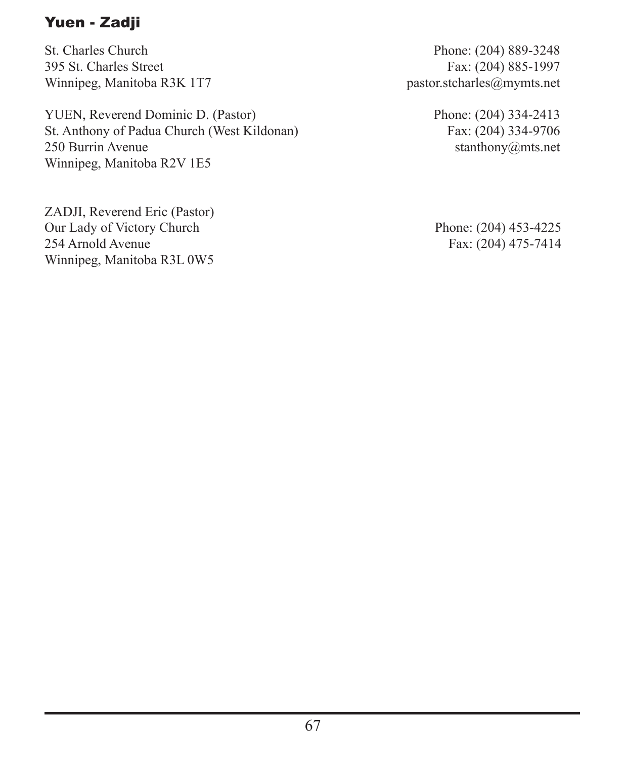## Yuen - Zadji

St. Charles Church
395 St. Charles Street
Winnipeg, Manitoba R3K 1T7

Phone: (204) 889-3248
Fax: (204) 885-1997
pastor.stcharles@mymts.net

YUEN, Reverend Dominic D. (Pastor)
St. Anthony of Padua Church (West Kildonan)
250 Burrin Avenue
Winnipeg, Manitoba R2V 1E5

Phone: (204) 334-2413
Fax: (204) 334-9706
stanthony@mts.net

ZADJI, Reverend Eric (Pastor)
Our Lady of Victory Church
254 Arnold Avenue
Winnipeg, Manitoba R3L 0W5

Phone: (204) 453-4225
Fax: (204) 475-7414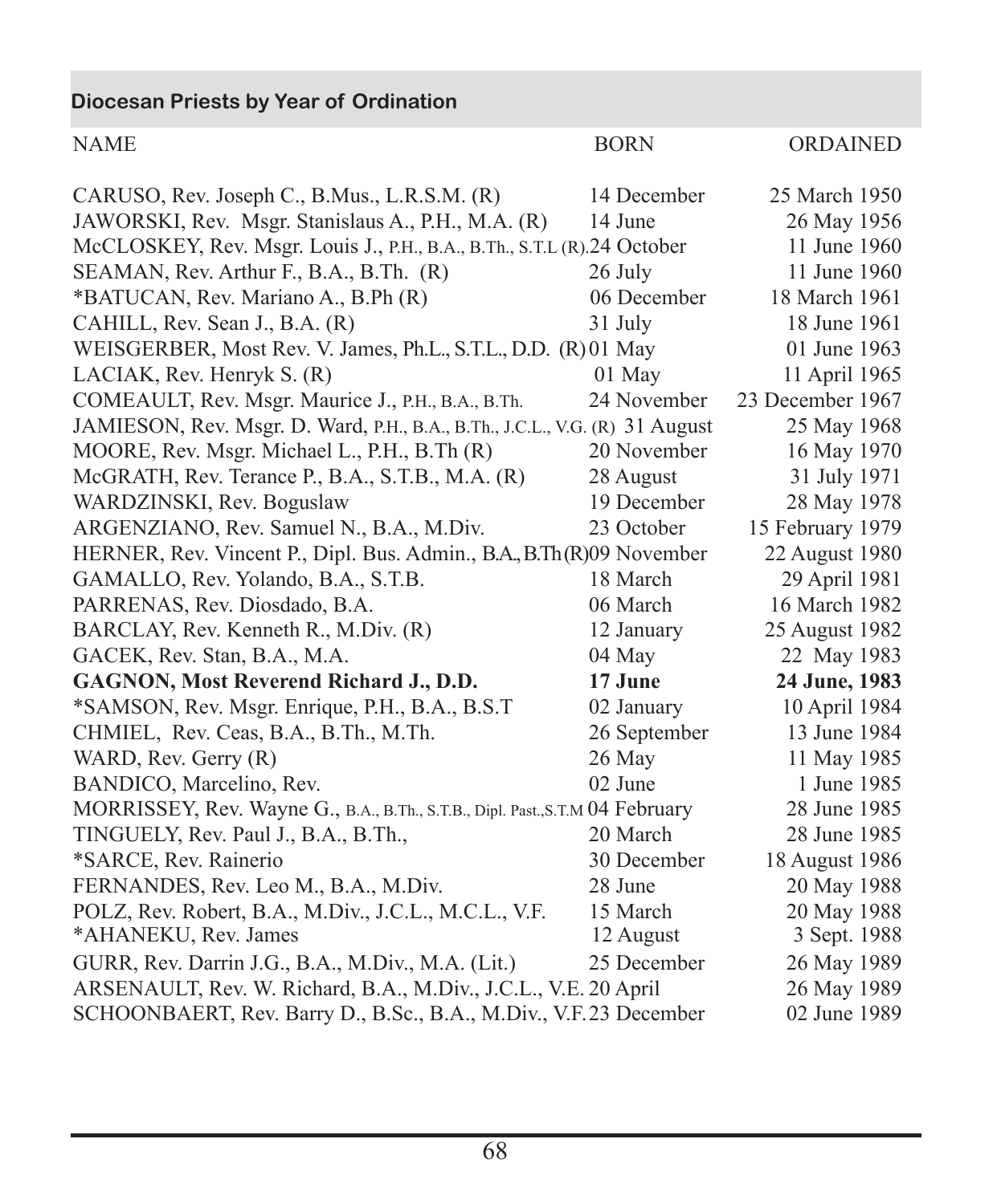## Diocesan Priests by Year of Ordination

| NAME | BORN | ORDAINED |
|---|---|---|
| CARUSO, Rev. Joseph C., B.Mus., L.R.S.M. (R) | 14 December | 25 March 1950 |
| JAWORSKI, Rev. Msgr. Stanislaus A., P.H., M.A. (R) | 14 June | 26 May 1956 |
| McCLOSKEY, Rev. Msgr. Louis J., P.H., B.A., B.Th., S.T.L (R). | 24 October | 11 June 1960 |
| SEAMAN, Rev. Arthur F., B.A., B.Th. (R) | 26 July | 11 June 1960 |
| *BATUCAN, Rev. Mariano A., B.Ph (R) | 06 December | 18 March 1961 |
| CAHILL, Rev. Sean J., B.A. (R) | 31 July | 18 June 1961 |
| WEISGERBER, Most Rev. V. James, Ph.L., S.T.L., D.D. (R) | 01 May | 01 June 1963 |
| LACIAK, Rev. Henryk S. (R) | 01 May | 11 April 1965 |
| COMEAULT, Rev. Msgr. Maurice J., P.H., B.A., B.Th. | 24 November | 23 December 1967 |
| JAMIESON, Rev. Msgr. D. Ward, P.H., B.A., B.Th., J.C.L., V.G. (R) | 31 August | 25 May 1968 |
| MOORE, Rev. Msgr. Michael L., P.H., B.Th (R) | 20 November | 16 May 1970 |
| McGRATH, Rev. Terance P., B.A., S.T.B., M.A. (R) | 28 August | 31 July 1971 |
| WARDZINSKI, Rev. Boguslaw | 19 December | 28 May 1978 |
| ARGENZIANO, Rev. Samuel N., B.A., M.Div. | 23 October | 15 February 1979 |
| HERNER, Rev. Vincent P., Dipl. Bus. Admin., B.A., B.Th (R) | 09 November | 22 August 1980 |
| GAMALLO, Rev. Yolando, B.A., S.T.B. | 18 March | 29 April 1981 |
| PARRENAS, Rev. Diosdado, B.A. | 06 March | 16 March 1982 |
| BARCLAY, Rev. Kenneth R., M.Div. (R) | 12 January | 25 August 1982 |
| GACEK, Rev. Stan, B.A., M.A. | 04 May | 22 May 1983 |
| **GAGNON, Most Reverend Richard J., D.D.** | **17 June** | **24 June, 1983** |
| *SAMSON, Rev. Msgr. Enrique, P.H., B.A., B.S.T | 02 January | 10 April 1984 |
| CHMIEL, Rev. Ceas, B.A., B.Th., M.Th. | 26 September | 13 June 1984 |
| WARD, Rev. Gerry (R) | 26 May | 11 May 1985 |
| BANDICO, Marcelino, Rev. | 02 June | 1 June 1985 |
| MORRISSEY, Rev. Wayne G., B.A., B.Th., S.T.B., Dipl. Past., S.T.M | 04 February | 28 June 1985 |
| TINGUELY, Rev. Paul J., B.A., B.Th., | 20 March | 28 June 1985 |
| *SARCE, Rev. Rainerio | 30 December | 18 August 1986 |
| FERNANDES, Rev. Leo M., B.A., M.Div. | 28 June | 20 May 1988 |
| POLZ, Rev. Robert, B.A., M.Div., J.C.L., M.C.L., V.F. | 15 March | 20 May 1988 |
| *AHANEKU, Rev. James | 12 August | 3 Sept. 1988 |
| GURR, Rev. Darrin J.G., B.A., M.Div., M.A. (Lit.) | 25 December | 26 May 1989 |
| ARSENAULT, Rev. W. Richard, B.A., M.Div., J.C.L., V.E. | 20 April | 26 May 1989 |
| SCHOONBAERT, Rev. Barry D., B.Sc., B.A., M.Div., V.F. | 23 December | 02 June 1989 |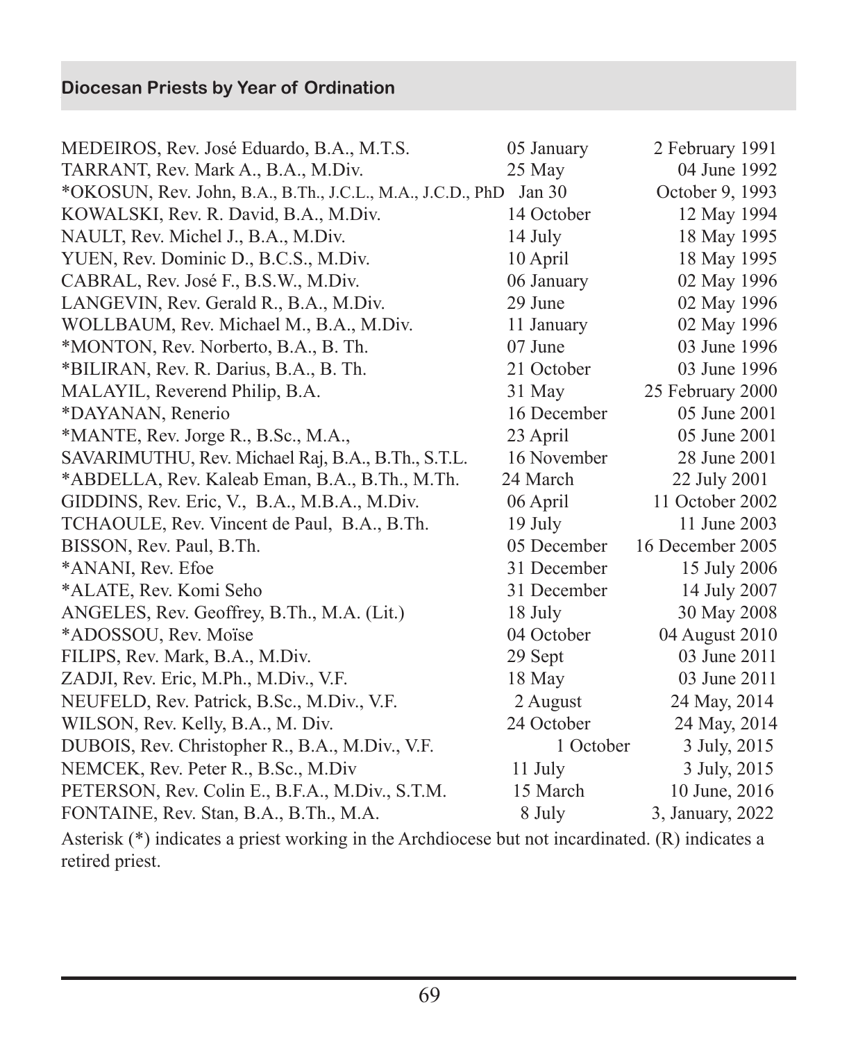## Diocesan Priests by Year of Ordination

| Name | Birthday | Ordination |
|---|---|---|
| MEDEIROS, Rev. José Eduardo, B.A., M.T.S. | 05 January | 2 February 1991 |
| TARRANT, Rev. Mark A., B.A., M.Div. | 25 May | 04 June 1992 |
| *OKOSUN, Rev. John, B.A., B.Th., J.C.L., M.A., J.C.D., PhD | Jan 30 | October 9, 1993 |
| KOWALSKI, Rev. R. David, B.A., M.Div. | 14 October | 12 May 1994 |
| NAULT, Rev. Michel J., B.A., M.Div. | 14 July | 18 May 1995 |
| YUEN, Rev. Dominic D., B.C.S., M.Div. | 10 April | 18 May 1995 |
| CABRAL, Rev. José F., B.S.W., M.Div. | 06 January | 02 May 1996 |
| LANGEVIN, Rev. Gerald R., B.A., M.Div. | 29 June | 02 May 1996 |
| WOLLBAUM, Rev. Michael M., B.A., M.Div. | 11 January | 02 May 1996 |
| *MONTON, Rev. Norberto, B.A., B. Th. | 07 June | 03 June 1996 |
| *BILIRAN, Rev. R. Darius, B.A., B. Th. | 21 October | 03 June 1996 |
| MALAYIL, Reverend Philip, B.A. | 31 May | 25 February 2000 |
| *DAYANAN, Renerio | 16 December | 05 June 2001 |
| *MANTE, Rev. Jorge R., B.Sc., M.A., | 23 April | 05 June 2001 |
| SAVARIMUTHU, Rev. Michael Raj, B.A., B.Th., S.T.L. | 16 November | 28 June 2001 |
| *ABDELLA, Rev. Kaleab Eman, B.A., B.Th., M.Th. | 24 March | 22 July 2001 |
| GIDDINS, Rev. Eric, V., B.A., M.B.A., M.Div. | 06 April | 11 October 2002 |
| TCHAOULE, Rev. Vincent de Paul, B.A., B.Th. | 19 July | 11 June 2003 |
| BISSON, Rev. Paul, B.Th. | 05 December | 16 December 2005 |
| *ANANI, Rev. Efoe | 31 December | 15 July 2006 |
| *ALATE, Rev. Komi Seho | 31 December | 14 July 2007 |
| ANGELES, Rev. Geoffrey, B.Th., M.A. (Lit.) | 18 July | 30 May 2008 |
| *ADOSSOU, Rev. Moïse | 04 October | 04 August 2010 |
| FILIPS, Rev. Mark, B.A., M.Div. | 29 Sept | 03 June 2011 |
| ZADJI, Rev. Eric, M.Ph., M.Div., V.F. | 18 May | 03 June 2011 |
| NEUFELD, Rev. Patrick, B.Sc., M.Div., V.F. | 2 August | 24 May, 2014 |
| WILSON, Rev. Kelly, B.A., M. Div. | 24 October | 24 May, 2014 |
| DUBOIS, Rev. Christopher R., B.A., M.Div., V.F. | 1 October | 3 July, 2015 |
| NEMCEK, Rev. Peter R., B.Sc., M.Div | 11 July | 3 July, 2015 |
| PETERSON, Rev. Colin E., B.F.A., M.Div., S.T.M. | 15 March | 10 June, 2016 |
| FONTAINE, Rev. Stan, B.A., B.Th., M.A. | 8 July | 3, January, 2022 |

Asterisk (*) indicates a priest working in the Archdiocese but not incardinated. (R) indicates a retired priest.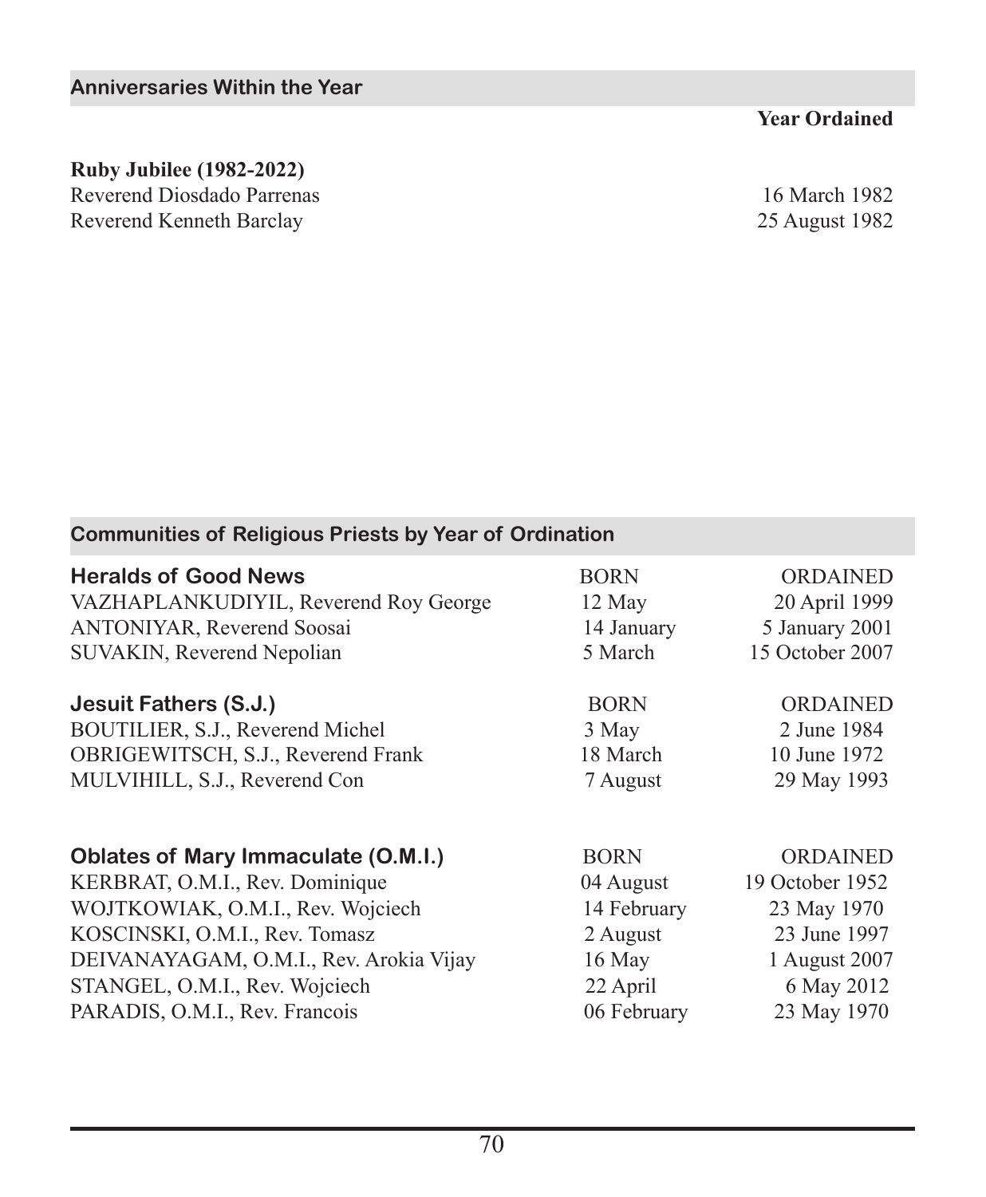## Anniversaries Within the Year

| | Year Ordained |
|---|---|
| **Ruby Jubilee (1982-2022)** | |
| Reverend Diosdado Parrenas | 16 March 1982 |
| Reverend Kenneth Barclay | 25 August 1982 |

## Communities of Religious Priests by Year of Ordination

| **Heralds of Good News** | BORN | ORDAINED |
|---|---|---|
| VAZHAPLANKUDIYIL, Reverend Roy George | 12 May | 20 April 1999 |
| ANTONIYAR, Reverend Soosai | 14 January | 5 January 2001 |
| SUVAKIN, Reverend Nepolian | 5 March | 15 October 2007 |

| **Jesuit Fathers (S.J.)** | BORN | ORDAINED |
|---|---|---|
| BOUTILIER, S.J., Reverend Michel | 3 May | 2 June 1984 |
| OBRIGEWITSCH, S.J., Reverend Frank | 18 March | 10 June 1972 |
| MULVIHILL, S.J., Reverend Con | 7 August | 29 May 1993 |

| **Oblates of Mary Immaculate (O.M.I.)** | BORN | ORDAINED |
|---|---|---|
| KERBRAT, O.M.I., Rev. Dominique | 04 August | 19 October 1952 |
| WOJTKOWIAK, O.M.I., Rev. Wojciech | 14 February | 23 May 1970 |
| KOSCINSKI, O.M.I., Rev. Tomasz | 2 August | 23 June 1997 |
| DEIVANAYAGAM, O.M.I., Rev. Arokia Vijay | 16 May | 1 August 2007 |
| STANGEL, O.M.I., Rev. Wojciech | 22 April | 6 May 2012 |
| PARADIS, O.M.I., Rev. Francois | 06 February | 23 May 1970 |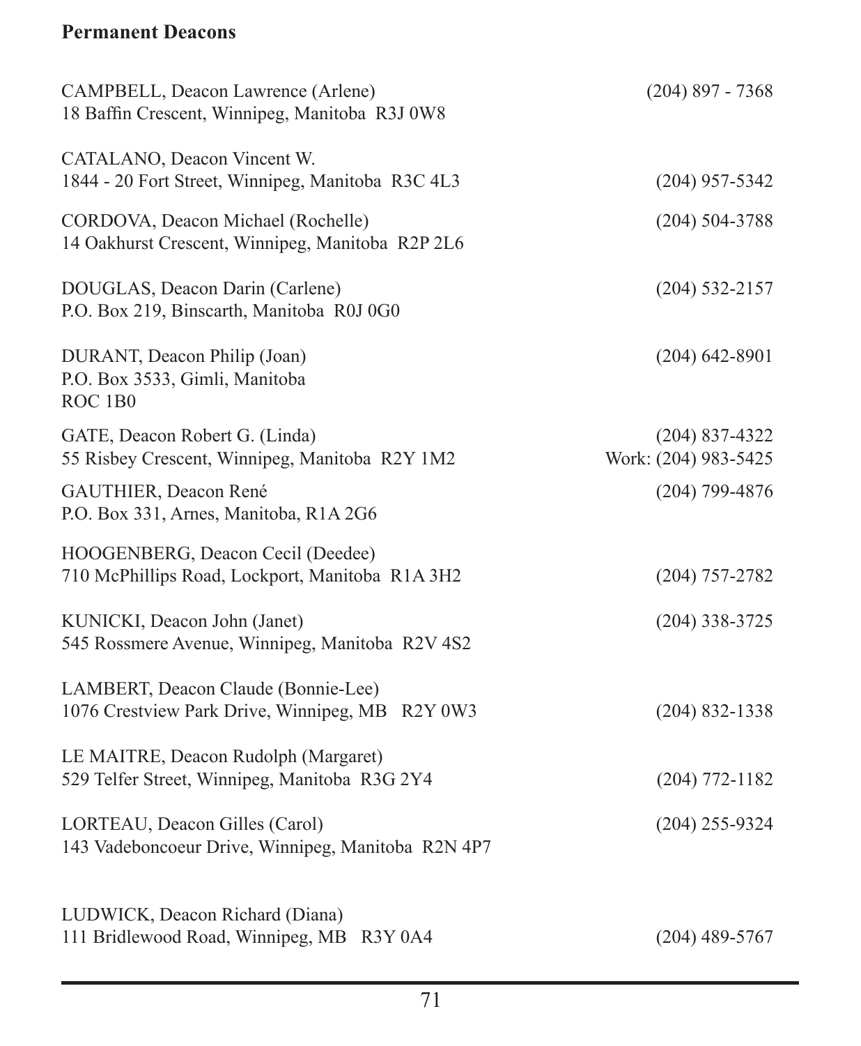## Permanent Deacons

CAMPBELL, Deacon Lawrence (Arlene) — (204) 897 - 7368
18 Baffin Crescent, Winnipeg, Manitoba R3J 0W8

CATALANO, Deacon Vincent W.
1844 - 20 Fort Street, Winnipeg, Manitoba R3C 4L3 — (204) 957-5342

CORDOVA, Deacon Michael (Rochelle) — (204) 504-3788
14 Oakhurst Crescent, Winnipeg, Manitoba R2P 2L6

DOUGLAS, Deacon Darin (Carlene) — (204) 532-2157
P.O. Box 219, Binscarth, Manitoba R0J 0G0

DURANT, Deacon Philip (Joan) — (204) 642-8901
P.O. Box 3533, Gimli, Manitoba
ROC 1B0

GATE, Deacon Robert G. (Linda) — (204) 837-4322
55 Risbey Crescent, Winnipeg, Manitoba R2Y 1M2 — Work: (204) 983-5425

GAUTHIER, Deacon René — (204) 799-4876
P.O. Box 331, Arnes, Manitoba, R1A 2G6

HOOGENBERG, Deacon Cecil (Deedee)
710 McPhillips Road, Lockport, Manitoba R1A 3H2 — (204) 757-2782

KUNICKI, Deacon John (Janet) — (204) 338-3725
545 Rossmere Avenue, Winnipeg, Manitoba R2V 4S2

LAMBERT, Deacon Claude (Bonnie-Lee)
1076 Crestview Park Drive, Winnipeg, MB R2Y 0W3 — (204) 832-1338

LE MAITRE, Deacon Rudolph (Margaret)
529 Telfer Street, Winnipeg, Manitoba R3G 2Y4 — (204) 772-1182

LORTEAU, Deacon Gilles (Carol) — (204) 255-9324
143 Vadeboncoeur Drive, Winnipeg, Manitoba R2N 4P7

LUDWICK, Deacon Richard (Diana)
111 Bridlewood Road, Winnipeg, MB R3Y 0A4 — (204) 489-5767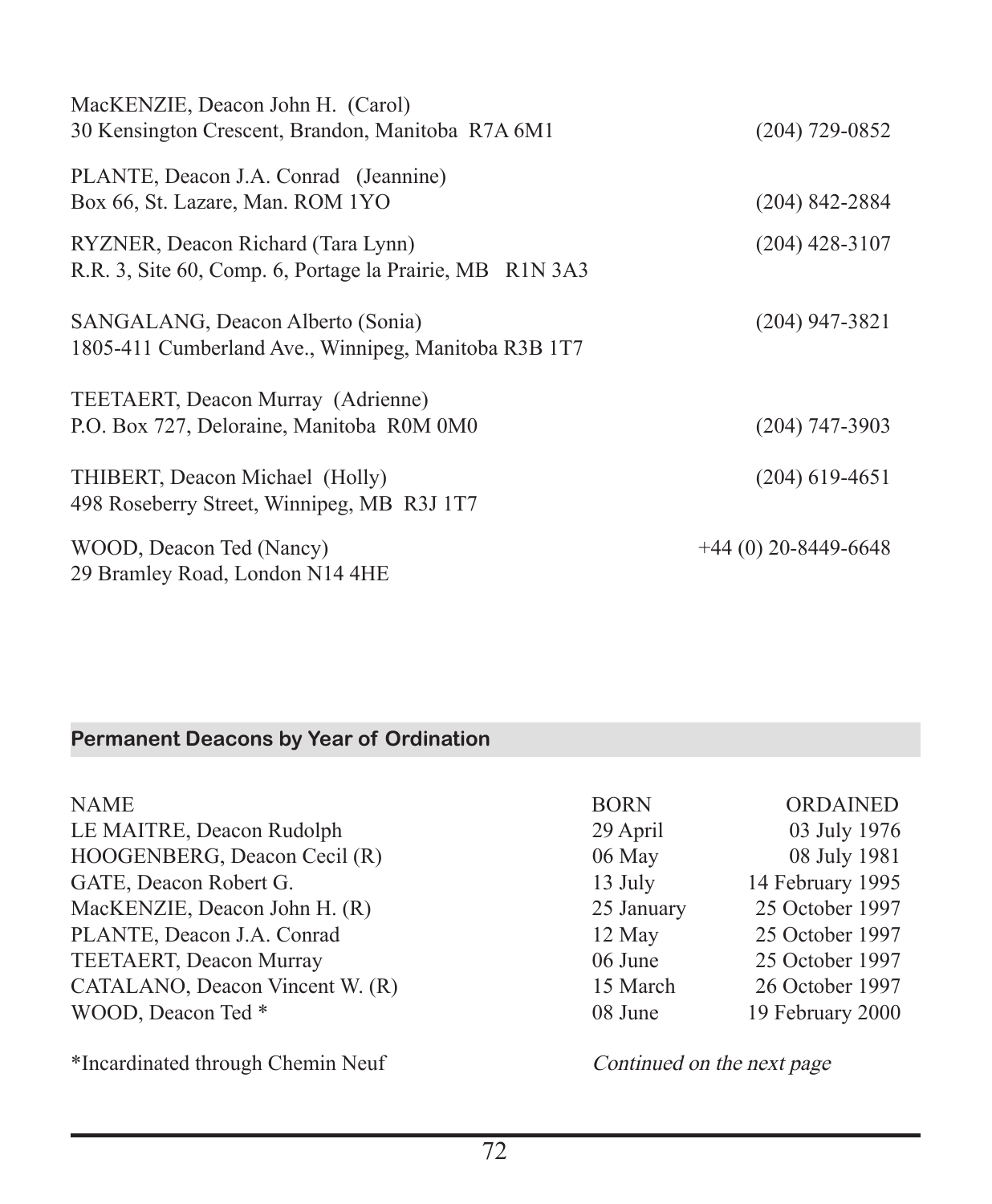MacKENZIE, Deacon John H. (Carol)
30 Kensington Crescent, Brandon, Manitoba R7A 6M1 (204) 729-0852

PLANTE, Deacon J.A. Conrad (Jeannine)
Box 66, St. Lazare, Man. ROM 1YO (204) 842-2884

RYZNER, Deacon Richard (Tara Lynn) (204) 428-3107
R.R. 3, Site 60, Comp. 6, Portage la Prairie, MB R1N 3A3

SANGALANG, Deacon Alberto (Sonia) (204) 947-3821
1805-411 Cumberland Ave., Winnipeg, Manitoba R3B 1T7

TEETAERT, Deacon Murray (Adrienne)
P.O. Box 727, Deloraine, Manitoba R0M 0M0 (204) 747-3903

THIBERT, Deacon Michael (Holly) (204) 619-4651
498 Roseberry Street, Winnipeg, MB R3J 1T7

WOOD, Deacon Ted (Nancy) +44 (0) 20-8449-6648
29 Bramley Road, London N14 4HE

## Permanent Deacons by Year of Ordination

| NAME | BORN | ORDAINED |
| --- | --- | --- |
| LE MAITRE, Deacon Rudolph | 29 April | 03 July 1976 |
| HOOGENBERG, Deacon Cecil (R) | 06 May | 08 July 1981 |
| GATE, Deacon Robert G. | 13 July | 14 February 1995 |
| MacKENZIE, Deacon John H. (R) | 25 January | 25 October 1997 |
| PLANTE, Deacon J.A. Conrad | 12 May | 25 October 1997 |
| TEETAERT, Deacon Murray | 06 June | 25 October 1997 |
| CATALANO, Deacon Vincent W. (R) | 15 March | 26 October 1997 |
| WOOD, Deacon Ted * | 08 June | 19 February 2000 |

*Incardinated through Chemin Neuf

*Continued on the next page*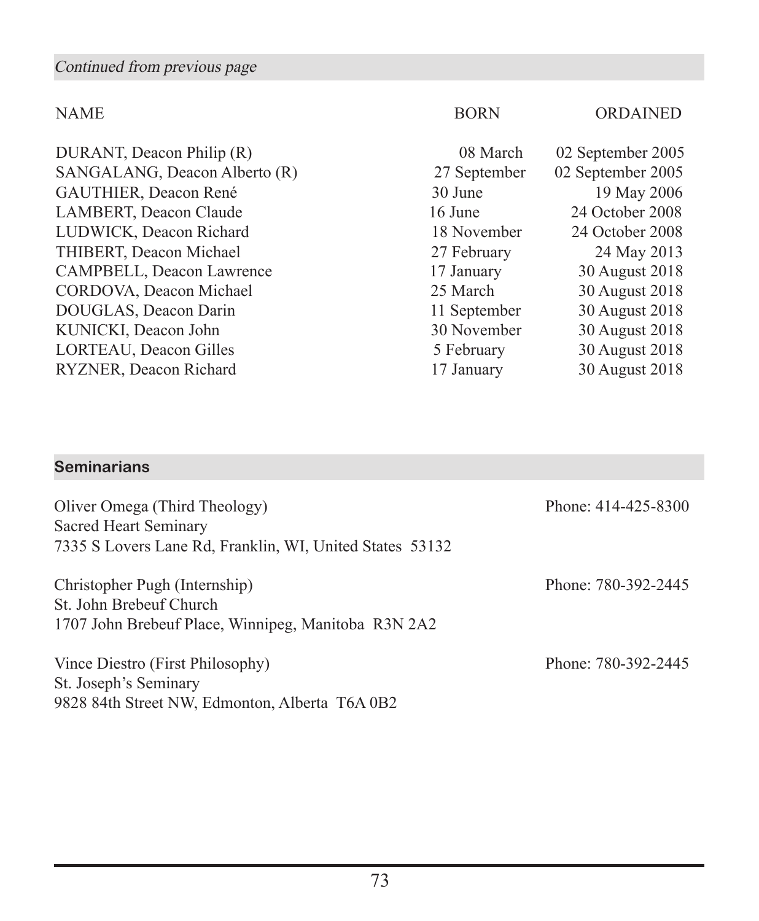*Continued from previous page*

| NAME | BORN | ORDAINED |
|---|---|---|
| DURANT, Deacon Philip (R) | 08 March | 02 September 2005 |
| SANGALANG, Deacon Alberto (R) | 27 September | 02 September 2005 |
| GAUTHIER, Deacon René | 30 June | 19 May 2006 |
| LAMBERT, Deacon Claude | 16 June | 24 October 2008 |
| LUDWICK, Deacon Richard | 18 November | 24 October 2008 |
| THIBERT, Deacon Michael | 27 February | 24 May 2013 |
| CAMPBELL, Deacon Lawrence | 17 January | 30 August 2018 |
| CORDOVA, Deacon Michael | 25 March | 30 August 2018 |
| DOUGLAS, Deacon Darin | 11 September | 30 August 2018 |
| KUNICKI, Deacon John | 30 November | 30 August 2018 |
| LORTEAU, Deacon Gilles | 5 February | 30 August 2018 |
| RYZNER, Deacon Richard | 17 January | 30 August 2018 |

## Seminarians

Oliver Omega (Third Theology)
Sacred Heart Seminary
7335 S Lovers Lane Rd, Franklin, WI, United States 53132
Phone: 414-425-8300

Christopher Pugh (Internship)
St. John Brebeuf Church
1707 John Brebeuf Place, Winnipeg, Manitoba R3N 2A2
Phone: 780-392-2445

Vince Diestro (First Philosophy)
St. Joseph's Seminary
9828 84th Street NW, Edmonton, Alberta T6A 0B2
Phone: 780-392-2445